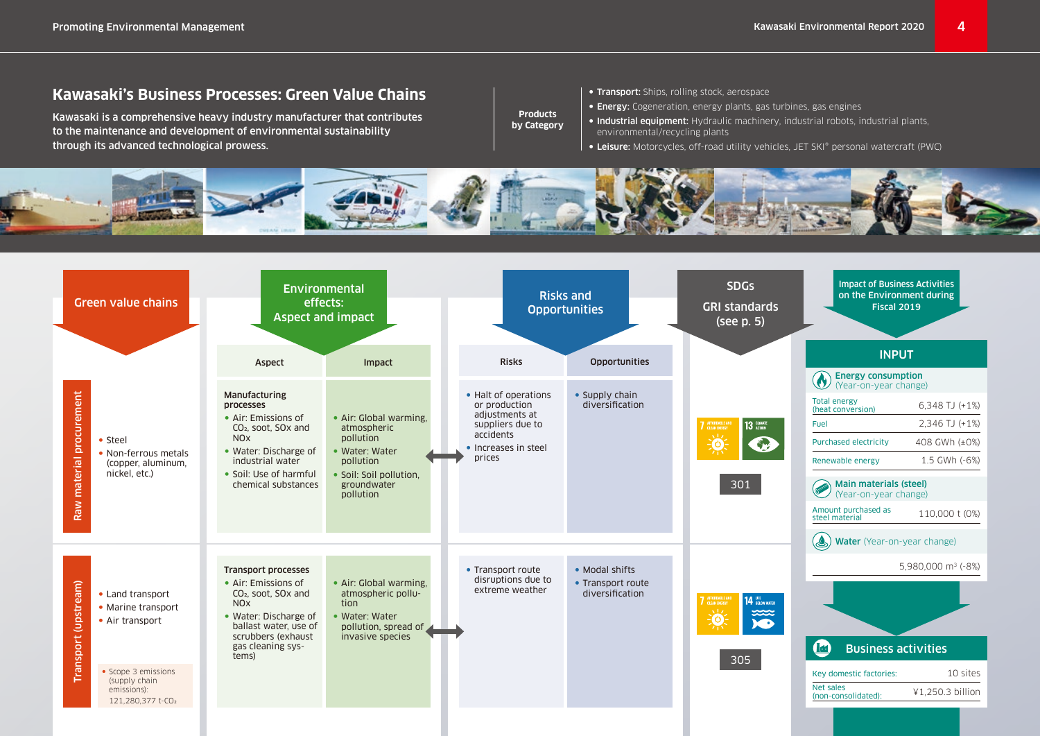## Kawasaki's Business Processes: Green Value Chains

Kawasaki is a comprehensive heavy industry manufacturer that contributes to the maintenance and development of environmental sustainability through its advanced technological prowess.

**Products by Category**

- **Transport:** Ships, rolling stock, aerospace
- **Energy:** Cogeneration, energy plants, gas turbines, gas engines
- **Industrial equipment:** Hydraulic machinery, industrial robots, industrial plants, environmental/recycling plants
- **Leisure:** Motorcycles, off-road utility vehicles, JET SKI® personal watercraft (PWC)

| Green value chains | | Environmental effects: Aspect and impact – Aspect | Environmental effects: Aspect and impact – Impact | Risks and Opportunities – Risks | Risks and Opportunities – Opportunities | SDGs / GRI standards (see p. 5) |
|---|---|---|---|---|---|---|
| Raw material procurement | • Steel<br>• Non-ferrous metals (copper, aluminum, nickel, etc.) | **Manufacturing processes**<br>• Air: Emissions of $CO_2$, soot, SOx and NOx<br>• Water: Discharge of industrial water<br>• Soil: Use of harmful chemical substances | • Air: Global warming, atmospheric pollution<br>• Water: Water pollution<br>• Soil: Soil pollution, groundwater pollution | • Halt of operations or production adjustments at suppliers due to accidents<br>• Increases in steel prices | • Supply chain diversification | 7 Affordable and clean energy, 13 Climate action<br>301 |
| Transport (upstream) | • Land transport<br>• Marine transport<br>• Air transport<br><br>• Scope 3 emissions (supply chain emissions): 121,280,377 t-$CO_2$ | **Transport processes**<br>• Air: Emissions of $CO_2$, soot, SOx and NOx<br>• Water: Discharge of ballast water, use of scrubbers (exhaust gas cleaning systems) | • Air: Global warming, atmospheric pollution<br>• Water: Water pollution, spread of invasive species | • Transport route disruptions due to extreme weather | • Modal shifts<br>• Transport route diversification | 7 Affordable and clean energy, 14 Life below water<br>305 |

### Impact of Business Activities on the Environment during Fiscal 2019

#### INPUT

**Energy consumption** (Year-on-year change)

| Item | Value |
|---|---|
| Total energy (heat conversion) | 6,348 TJ (+1%) |
| Fuel | 2,346 TJ (+1%) |
| Purchased electricity | 408 GWh (±0%) |
| Renewable energy | 1.5 GWh (-6%) |

**Main materials (steel)** (Year-on-year change)

| Item | Value |
|---|---|
| Amount purchased as steel material | 110,000 t (0%) |

**Water** (Year-on-year change)

5,980,000 $m^3$ (-8%)

#### Business activities

| Item | Value |
|---|---|
| Key domestic factories: | 10 sites |
| Net sales (non-consolidated): | ¥1,250.3 billion |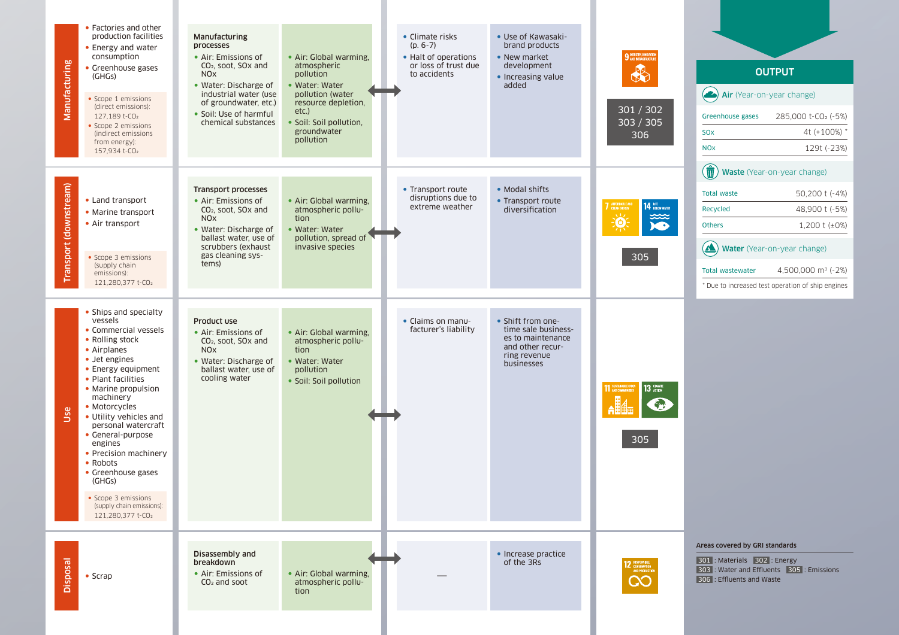| | | | | | | | |
|---|---|---|---|---|---|---|---|
| **Manufacturing** | • Factories and other production facilities<br>• Energy and water consumption<br>• Greenhouse gases (GHGs)<br>• Scope 1 emissions (direct emissions): 127,189 t-$CO_2$<br>• Scope 2 emissions (indirect emissions from energy): 157,934 t-$CO_2$ | **Manufacturing processes**<br>• Air: Emissions of $CO_2$, soot, SOx and NOx<br>• Water: Discharge of industrial water (use of groundwater, etc.)<br>• Soil: Use of harmful chemical substances | • Air: Global warming, atmospheric pollution<br>• Water: Water pollution (water resource depletion, etc.)<br>• Soil: Soil pollution, groundwater pollution | • Climate risks (p. 6-7)<br>• Halt of operations or loss of trust due to accidents | • Use of Kawasaki-brand products<br>• New market development<br>• Increasing value added | 9 INDUSTRY, INNOVATION AND INFRASTRUCTURE | 301 / 302 / 303 / 305 / 306 |
| **Transport (downstream)** | • Land transport<br>• Marine transport<br>• Air transport<br>• Scope 3 emissions (supply chain emissions): 121,280,377 t-$CO_2$ | **Transport processes**<br>• Air: Emissions of $CO_2$, soot, SOx and NOx<br>• Water: Discharge of ballast water, use of scrubbers (exhaust gas cleaning systems) | • Air: Global warming, atmospheric pollution<br>• Water: Water pollution, spread of invasive species | • Transport route disruptions due to extreme weather | • Modal shifts<br>• Transport route diversification | 7 AFFORDABLE AND CLEAN ENERGY<br>14 LIFE BELOW WATER | 305 |
| **Use** | • Ships and specialty vessels<br>• Commercial vessels<br>• Rolling stock<br>• Airplanes<br>• Jet engines<br>• Energy equipment<br>• Plant facilities<br>• Marine propulsion machinery<br>• Motorcycles<br>• Utility vehicles and personal watercraft<br>• General-purpose engines<br>• Precision machinery<br>• Robots<br>• Greenhouse gases (GHGs)<br>• Scope 3 emissions (supply chain emissions): 121,280,377 t-$CO_2$ | **Product use**<br>• Air: Emissions of $CO_2$, soot, SOx and NOx<br>• Water: Discharge of ballast water, use of cooling water | • Air: Global warming, atmospheric pollution<br>• Water: Water pollution<br>• Soil: Soil pollution | • Claims on manufacturer's liability | • Shift from one-time sale businesses to maintenance and other recurring revenue businesses | 11 SUSTAINABLE CITIES AND COMMUNITIES<br>13 CLIMATE ACTION | 305 |
| **Disposal** | • Scrap | **Disassembly and breakdown**<br>• Air: Emissions of $CO_2$ and soot | • Air: Global warming, atmospheric pollution | — | • Increase practice of the 3Rs | 12 RESPONSIBLE CONSUMPTION AND PRODUCTION | |

## OUTPUT

| **Air** (Year-on-year change) | |
|---|---|
| Greenhouse gases | 285,000 t-$CO_2$ (-5%) |
| SOx | 4t (+100%) * |
| NOx | 129t (-23%) |
| **Waste** (Year-on-year change) | |
| Total waste | 50,200 t (-4%) |
| Recycled | 48,900 t (-5%) |
| Others | 1,200 t (±0%) |
| **Water** (Year-on-year change) | |
| Total wastewater | 4,500,000 $m^3$ (-2%) |

\* Due to increased test operation of ship engines

**Areas covered by GRI standards**

301 : Materials 302 : Energy
303 : Water and Effluents 305 : Emissions
306 : Effluents and Waste